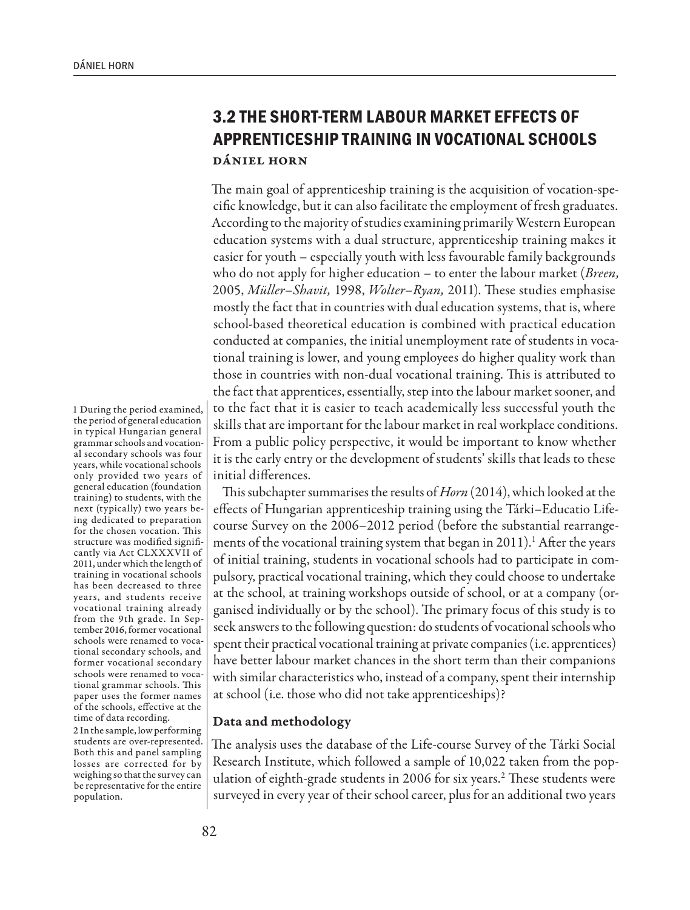## 3.2 THE SHORT-TERM LABOUR MARKET EFFECTS OF APPRENTICESHIP TRAINING IN VOCATIONAL SCHOOLS

**DÁNIEL HORN**

The main goal of apprenticeship training is the acquisition of vocation-specific knowledge, but it can also facilitate the employment of fresh graduates. According to the majority of studies examining primarily Western European education systems with a dual structure, apprenticeship training makes it easier for youth – especially youth with less favourable family backgrounds who do not apply for higher education – to enter the labour market (*Breen,* 2005, *Müller–Shavit,* 1998, *Wolter–Ryan,* 2011). These studies emphasise mostly the fact that in countries with dual education systems, that is, where school-based theoretical education is combined with practical education conducted at companies, the initial unemployment rate of students in vocational training is lower, and young employees do higher quality work than those in countries with non-dual vocational training. This is attributed to the fact that apprentices, essentially, step into the labour market sooner, and to the fact that it is easier to teach academically less successful youth the skills that are important for the labour market in real workplace conditions. From a public policy perspective, it would be important to know whether it is the early entry or the development of students' skills that leads to these initial differences.

This subchapter summarises the results of *Horn* (2014), which looked at the effects of Hungarian apprenticeship training using the Tárki–Educatio Life-course Survey on the 2006–2012 period (before the substantial rearrangements of the vocational training system that began in 2011).[1] After the years of initial training, students in vocational schools had to participate in compulsory, practical vocational training, which they could choose to undertake at the school, at training workshops outside of school, or at a company (organised individually or by the school). The primary focus of this study is to seek answers to the following question: do students of vocational schools who spent their practical vocational training at private companies (i.e. apprentices) have better labour market chances in the short term than their companions with similar characteristics who, instead of a company, spent their internship at school (i.e. those who did not take apprenticeships)?

### Data and methodology

The analysis uses the database of the Life-course Survey of the Tárki Social Research Institute, which followed a sample of 10,022 taken from the population of eighth-grade students in 2006 for six years.[2] These students were surveyed in every year of their school career, plus for an additional two years

1 During the period examined, the period of general education in typical Hungarian general grammar schools and vocational secondary schools was four years, while vocational schools only provided two years of general education (foundation training) to students, with the next (typically) two years being dedicated to preparation for the chosen vocation. This structure was modified significantly via Act CLXXXVII of 2011, under which the length of training in vocational schools has been decreased to three years, and students receive vocational training already from the 9th grade. In September 2016, former vocational schools were renamed to vocational secondary schools, and former vocational secondary schools were renamed to vocational grammar schools. This paper uses the former names of the schools, effective at the time of data recording.

2 In the sample, low performing students are over-represented. Both this and panel sampling losses are corrected for by weighing so that the survey can be representative for the entire population.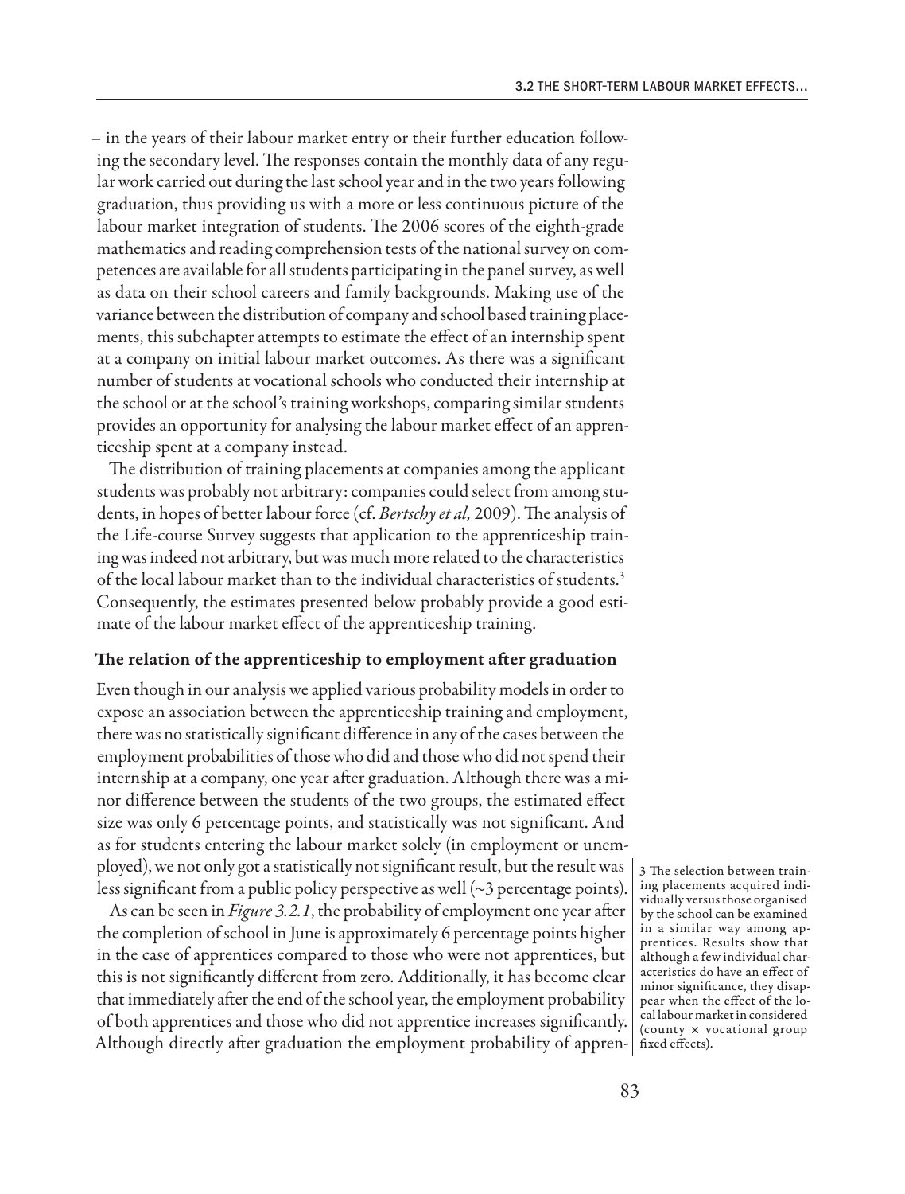– in the years of their labour market entry or their further education following the secondary level. The responses contain the monthly data of any regular work carried out during the last school year and in the two years following graduation, thus providing us with a more or less continuous picture of the labour market integration of students. The 2006 scores of the eighth-grade mathematics and reading comprehension tests of the national survey on competences are available for all students participating in the panel survey, as well as data on their school careers and family backgrounds. Making use of the variance between the distribution of company and school based training placements, this subchapter attempts to estimate the effect of an internship spent at a company on initial labour market outcomes. As there was a significant number of students at vocational schools who conducted their internship at the school or at the school's training workshops, comparing similar students provides an opportunity for analysing the labour market effect of an apprenticeship spent at a company instead.

The distribution of training placements at companies among the applicant students was probably not arbitrary: companies could select from among students, in hopes of better labour force (cf. *Bertschy et al,* 2009). The analysis of the Life-course Survey suggests that application to the apprenticeship training was indeed not arbitrary, but was much more related to the characteristics of the local labour market than to the individual characteristics of students.[3] Consequently, the estimates presented below probably provide a good estimate of the labour market effect of the apprenticeship training.

### The relation of the apprenticeship to employment after graduation

Even though in our analysis we applied various probability models in order to expose an association between the apprenticeship training and employment, there was no statistically significant difference in any of the cases between the employment probabilities of those who did and those who did not spend their internship at a company, one year after graduation. Although there was a minor difference between the students of the two groups, the estimated effect size was only 6 percentage points, and statistically was not significant. And as for students entering the labour market solely (in employment or unemployed), we not only got a statistically not significant result, but the result was less significant from a public policy perspective as well (~3 percentage points).

As can be seen in *Figure 3.2.1*, the probability of employment one year after the completion of school in June is approximately 6 percentage points higher in the case of apprentices compared to those who were not apprentices, but this is not significantly different from zero. Additionally, it has become clear that immediately after the end of the school year, the employment probability of both apprentices and those who did not apprentice increases significantly. Although directly after graduation the employment probability of appren-

3 The selection between training placements acquired individually versus those organised by the school can be examined in a similar way among apprentices. Results show that although a few individual characteristics do have an effect of minor significance, they disappear when the effect of the local labour market in considered (county × vocational group fixed effects).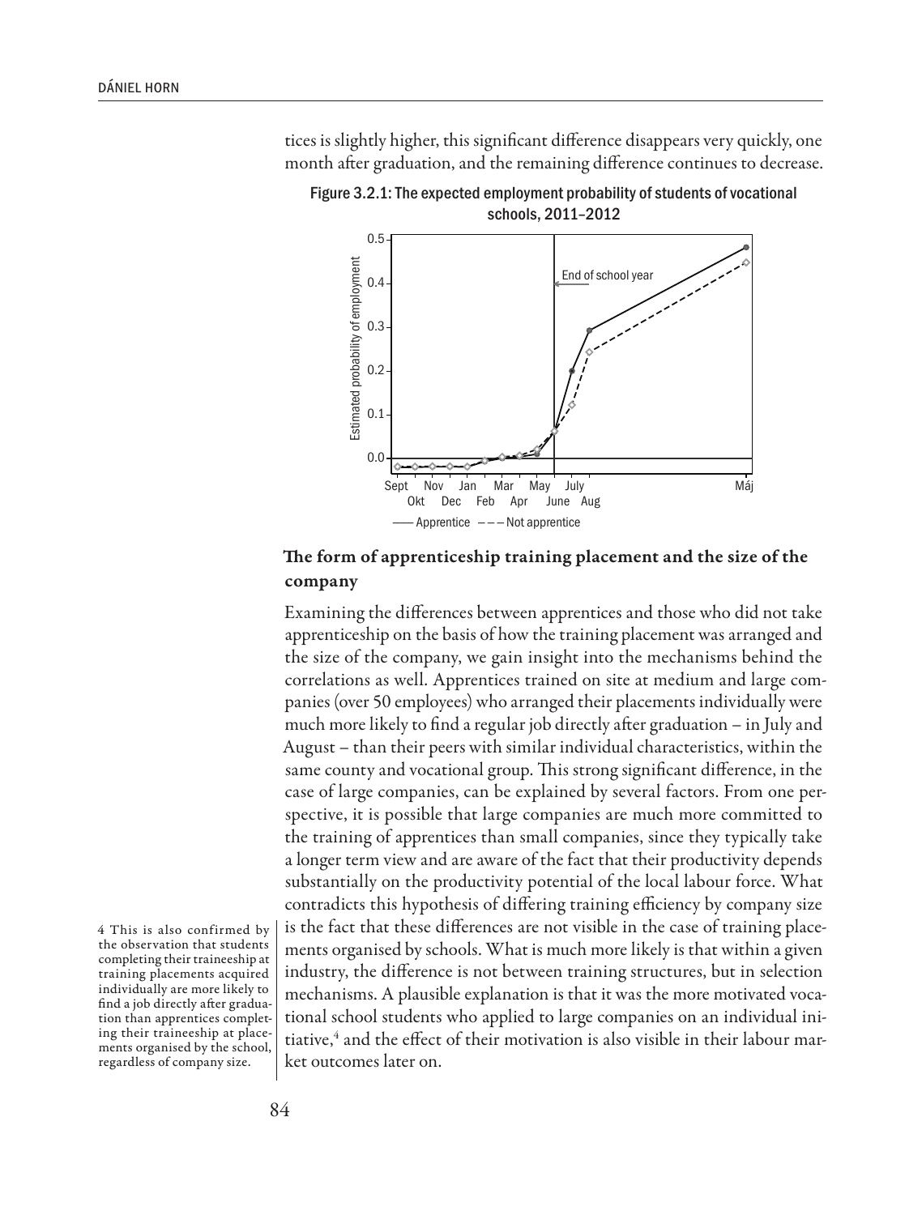tices is slightly higher, this significant difference disappears very quickly, one month after graduation, and the remaining difference continues to decrease.

Figure 3.2.1: The expected employment probability of students of vocational schools, 2011–2012

## The form of apprenticeship training placement and the size of the company

Examining the differences between apprentices and those who did not take apprenticeship on the basis of how the training placement was arranged and the size of the company, we gain insight into the mechanisms behind the correlations as well. Apprentices trained on site at medium and large companies (over 50 employees) who arranged their placements individually were much more likely to find a regular job directly after graduation – in July and August – than their peers with similar individual characteristics, within the same county and vocational group. This strong significant difference, in the case of large companies, can be explained by several factors. From one perspective, it is possible that large companies are much more committed to the training of apprentices than small companies, since they typically take a longer term view and are aware of the fact that their productivity depends substantially on the productivity potential of the local labour force. What contradicts this hypothesis of differing training efficiency by company size is the fact that these differences are not visible in the case of training placements organised by schools. What is much more likely is that within a given industry, the difference is not between training structures, but in selection mechanisms. A plausible explanation is that it was the more motivated vocational school students who applied to large companies on an individual initiative,[4] and the effect of their motivation is also visible in their labour market outcomes later on.

4 This is also confirmed by the observation that students completing their traineeship at training placements acquired individually are more likely to find a job directly after graduation than apprentices completing their traineeship at placements organised by the school, regardless of company size.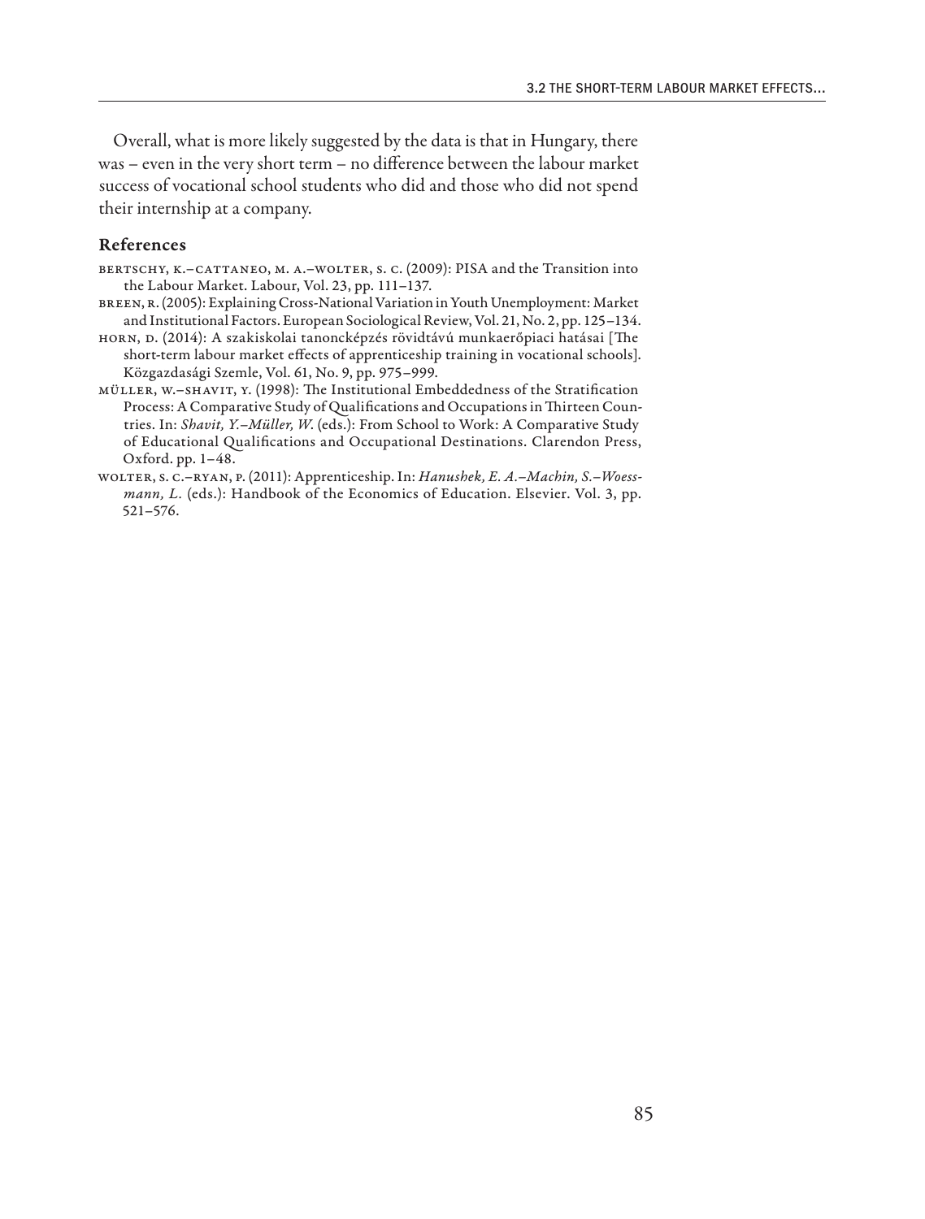Overall, what is more likely suggested by the data is that in Hungary, there was – even in the very short term – no difference between the labour market success of vocational school students who did and those who did not spend their internship at a company.

## References

BERTSCHY, K.–CATTANEO, M. A.–WOLTER, S. C. (2009): PISA and the Transition into the Labour Market. Labour, Vol. 23, pp. 111–137.

BREEN, R. (2005): Explaining Cross-National Variation in Youth Unemployment: Market and Institutional Factors. European Sociological Review, Vol. 21, No. 2, pp. 125–134.

HORN, D. (2014): A szakiskolai tanoncképzés rövidtávú munkaerőpiaci hatásai [The short-term labour market effects of apprenticeship training in vocational schools]. Közgazdasági Szemle, Vol. 61, No. 9, pp. 975–999.

MÜLLER, W.–SHAVIT, Y. (1998): The Institutional Embeddedness of the Stratification Process: A Comparative Study of Qualifications and Occupations in Thirteen Countries. In: *Shavit, Y.–Müller, W.* (eds.): From School to Work: A Comparative Study of Educational Qualifications and Occupational Destinations. Clarendon Press, Oxford. pp. 1–48.

WOLTER, S. C.–RYAN, P. (2011): Apprenticeship. In: *Hanushek, E. A.–Machin, S.–Woessmann, L.* (eds.): Handbook of the Economics of Education. Elsevier. Vol. 3, pp. 521–576.